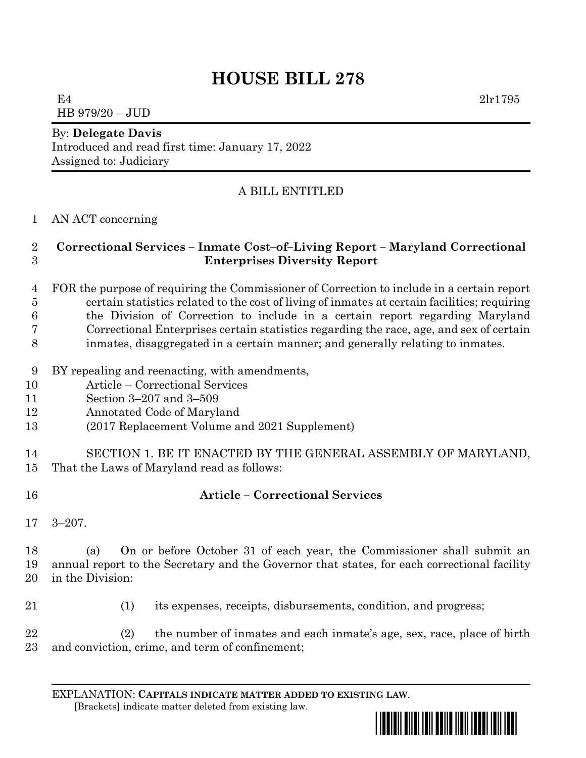# HOUSE BILL 278

E4 2lr1795
HB 979/20 – JUD

By: **Delegate Davis**
Introduced and read first time: January 17, 2022
Assigned to: Judiciary

A BILL ENTITLED

AN ACT concerning

**Correctional Services – Inmate Cost–of–Living Report – Maryland Correctional Enterprises Diversity Report**

FOR the purpose of requiring the Commissioner of Correction to include in a certain report certain statistics related to the cost of living of inmates at certain facilities; requiring the Division of Correction to include in a certain report regarding Maryland Correctional Enterprises certain statistics regarding the race, age, and sex of certain inmates, disaggregated in a certain manner; and generally relating to inmates.

BY repealing and reenacting, with amendments,
Article – Correctional Services
Section 3–207 and 3–509
Annotated Code of Maryland
(2017 Replacement Volume and 2021 Supplement)

SECTION 1. BE IT ENACTED BY THE GENERAL ASSEMBLY OF MARYLAND, That the Laws of Maryland read as follows:

**Article – Correctional Services**

3–207.

(a) On or before October 31 of each year, the Commissioner shall submit an annual report to the Secretary and the Governor that states, for each correctional facility in the Division:

(1) its expenses, receipts, disbursements, condition, and progress;

(2) the number of inmates and each inmate's age, sex, race, place of birth and conviction, crime, and term of confinement;

EXPLANATION: **CAPITALS INDICATE MATTER ADDED TO EXISTING LAW**.
[Brackets] indicate matter deleted from existing law.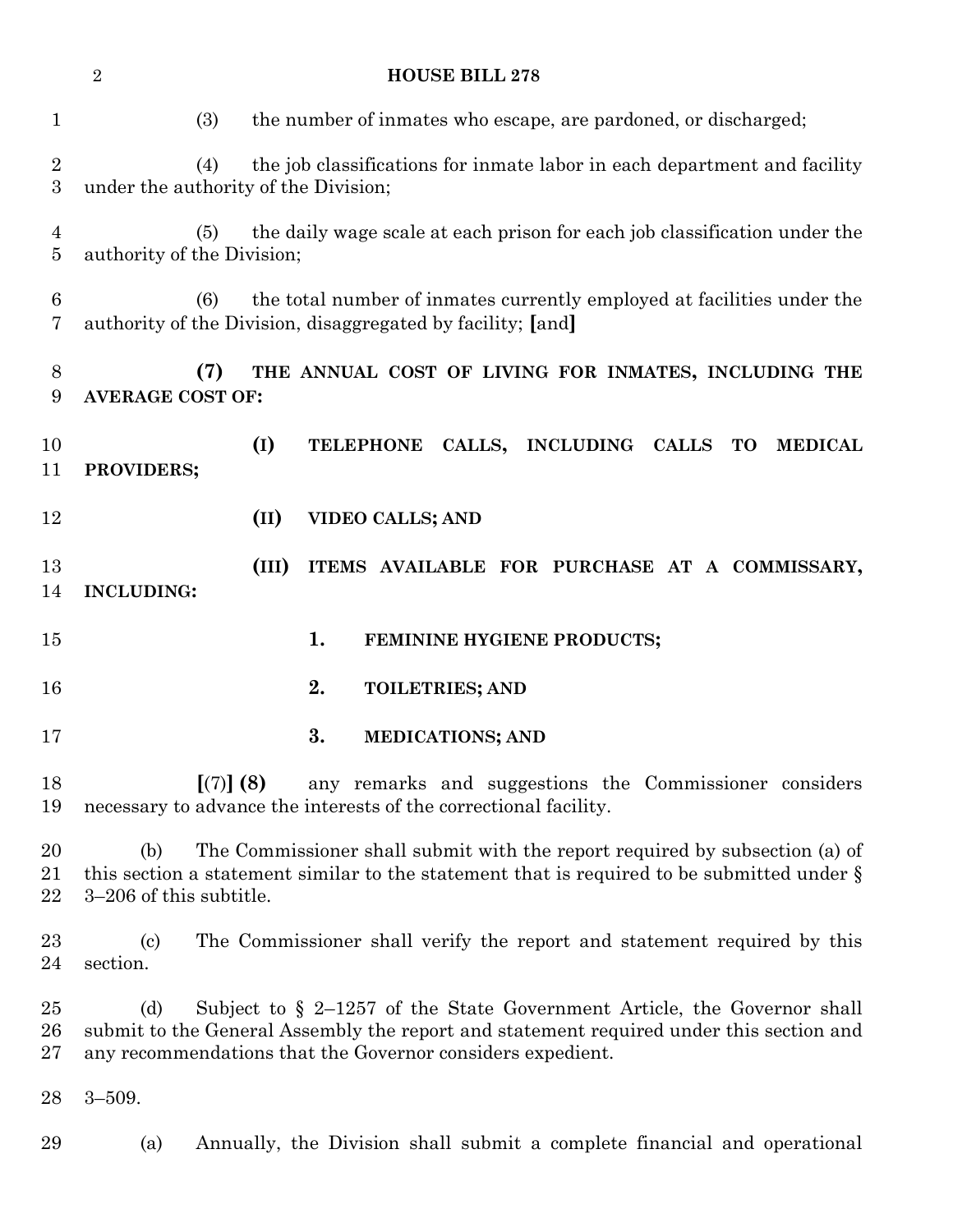(3) the number of inmates who escape, are pardoned, or discharged;

(4) the job classifications for inmate labor in each department and facility under the authority of the Division;

(5) the daily wage scale at each prison for each job classification under the authority of the Division;

(6) the total number of inmates currently employed at facilities under the authority of the Division, disaggregated by facility; [and]

**(7) THE ANNUAL COST OF LIVING FOR INMATES, INCLUDING THE AVERAGE COST OF:**

**(I) TELEPHONE CALLS, INCLUDING CALLS TO MEDICAL PROVIDERS;**

**(II) VIDEO CALLS; AND**

**(III) ITEMS AVAILABLE FOR PURCHASE AT A COMMISSARY, INCLUDING:**

**1. FEMININE HYGIENE PRODUCTS;**

**2. TOILETRIES; AND**

**3. MEDICATIONS; AND**

[(7)] **(8)** any remarks and suggestions the Commissioner considers necessary to advance the interests of the correctional facility.

(b) The Commissioner shall submit with the report required by subsection (a) of this section a statement similar to the statement that is required to be submitted under § 3–206 of this subtitle.

(c) The Commissioner shall verify the report and statement required by this section.

(d) Subject to § 2–1257 of the State Government Article, the Governor shall submit to the General Assembly the report and statement required under this section and any recommendations that the Governor considers expedient.

3–509.

(a) Annually, the Division shall submit a complete financial and operational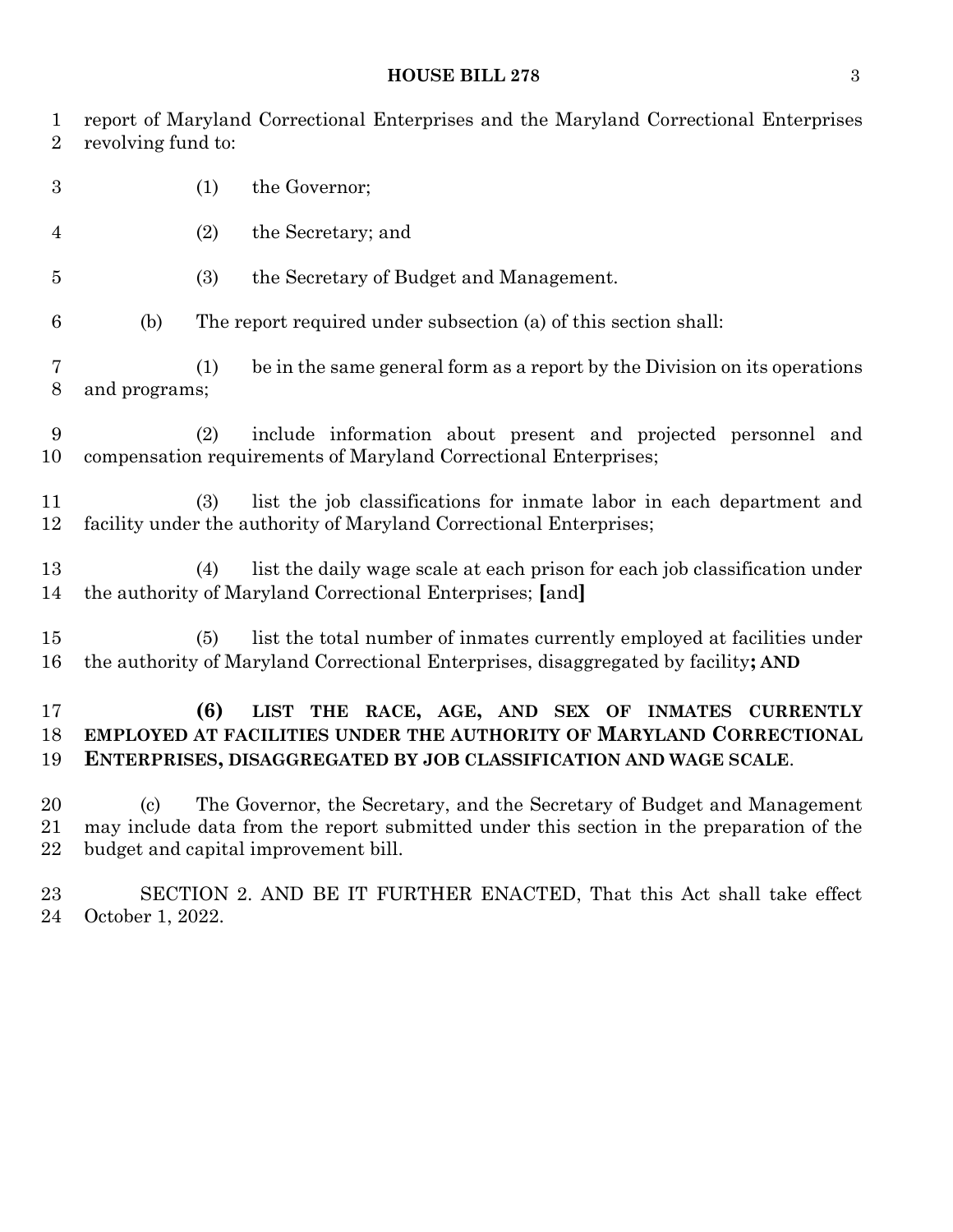report of Maryland Correctional Enterprises and the Maryland Correctional Enterprises revolving fund to:

(1) the Governor;

(2) the Secretary; and

(3) the Secretary of Budget and Management.

(b) The report required under subsection (a) of this section shall:

(1) be in the same general form as a report by the Division on its operations and programs;

(2) include information about present and projected personnel and compensation requirements of Maryland Correctional Enterprises;

(3) list the job classifications for inmate labor in each department and facility under the authority of Maryland Correctional Enterprises;

(4) list the daily wage scale at each prison for each job classification under the authority of Maryland Correctional Enterprises; **[**and**]**

(5) list the total number of inmates currently employed at facilities under the authority of Maryland Correctional Enterprises, disaggregated by facility**; AND**

**(6) LIST THE RACE, AGE, AND SEX OF INMATES CURRENTLY EMPLOYED AT FACILITIES UNDER THE AUTHORITY OF MARYLAND CORRECTIONAL ENTERPRISES, DISAGGREGATED BY JOB CLASSIFICATION AND WAGE SCALE**.

(c) The Governor, the Secretary, and the Secretary of Budget and Management may include data from the report submitted under this section in the preparation of the budget and capital improvement bill.

SECTION 2. AND BE IT FURTHER ENACTED, That this Act shall take effect October 1, 2022.